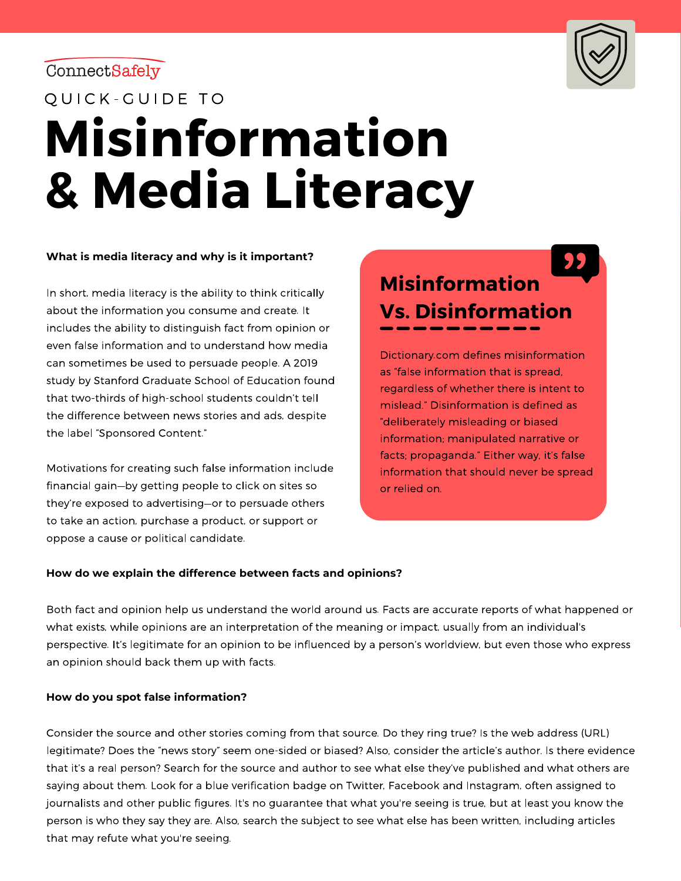ConnectSafely

QUICK-GUIDE TO

# Misinformation & Media Literacy

**What is media literacy and why is it important?**

In short, media literacy is the ability to think critically about the information you consume and create. It includes the ability to distinguish fact from opinion or even false information and to understand how media can sometimes be used to persuade people. A 2019 study by Stanford Graduate School of Education found that two-thirds of high-school students couldn't tell the difference between news stories and ads, despite the label "Sponsored Content."

Motivations for creating such false information include financial gain—by getting people to click on sites so they're exposed to advertising—or to persuade others to take an action, purchase a product, or support or oppose a cause or political candidate.

## Misinformation Vs. Disinformation

Dictionary.com defines misinformation as "false information that is spread, regardless of whether there is intent to mislead." Disinformation is defined as "deliberately misleading or biased information; manipulated narrative or facts; propaganda." Either way, it's false information that should never be spread or relied on.

**How do we explain the difference between facts and opinions?**

Both fact and opinion help us understand the world around us. Facts are accurate reports of what happened or what exists, while opinions are an interpretation of the meaning or impact, usually from an individual's perspective. It's legitimate for an opinion to be influenced by a person's worldview, but even those who express an opinion should back them up with facts.

**How do you spot false information?**

Consider the source and other stories coming from that source. Do they ring true? Is the web address (URL) legitimate? Does the "news story" seem one-sided or biased? Also, consider the article's author. Is there evidence that it's a real person? Search for the source and author to see what else they've published and what others are saying about them. Look for a blue verification badge on Twitter, Facebook and Instagram, often assigned to journalists and other public figures. It's no guarantee that what you're seeing is true, but at least you know the person is who they say they are. Also, search the subject to see what else has been written, including articles that may refute what you're seeing.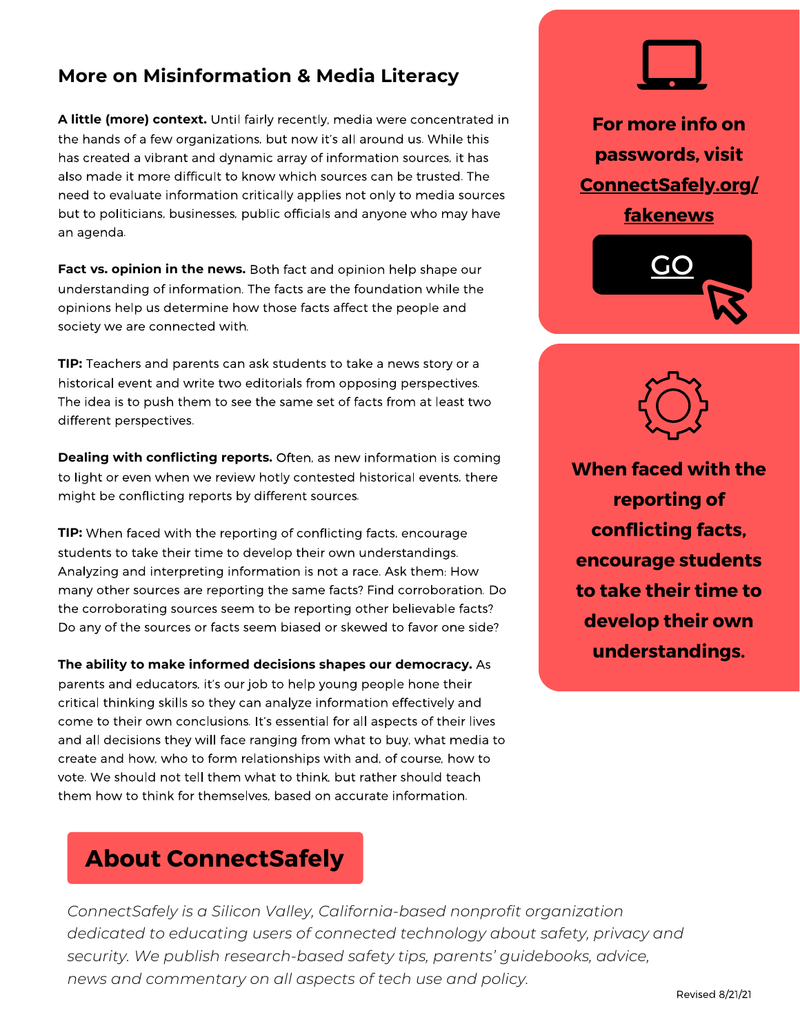## More on Misinformation & Media Literacy

**A little (more) context.** Until fairly recently, media were concentrated in the hands of a few organizations, but now it's all around us. While this has created a vibrant and dynamic array of information sources, it has also made it more difficult to know which sources can be trusted. The need to evaluate information critically applies not only to media sources but to politicians, businesses, public officials and anyone who may have an agenda.

**Fact vs. opinion in the news.** Both fact and opinion help shape our understanding of information. The facts are the foundation while the opinions help us determine how those facts affect the people and society we are connected with.

**TIP:** Teachers and parents can ask students to take a news story or a historical event and write two editorials from opposing perspectives. The idea is to push them to see the same set of facts from at least two different perspectives.

**Dealing with conflicting reports.** Often, as new information is coming to light or even when we review hotly contested historical events, there might be conflicting reports by different sources.

**TIP:** When faced with the reporting of conflicting facts, encourage students to take their time to develop their own understandings. Analyzing and interpreting information is not a race. Ask them: How many other sources are reporting the same facts? Find corroboration. Do the corroborating sources seem to be reporting other believable facts? Do any of the sources or facts seem biased or skewed to favor one side?

**The ability to make informed decisions shapes our democracy.** As parents and educators, it's our job to help young people hone their critical thinking skills so they can analyze information effectively and come to their own conclusions. It's essential for all aspects of their lives and all decisions they will face ranging from what to buy, what media to create and how, who to form relationships with and, of course, how to vote. We should not tell them what to think, but rather should teach them how to think for themselves, based on accurate information.

**For more info on passwords, visit ConnectSafely.org/fakenews**

GO

**When faced with the reporting of conflicting facts, encourage students to take their time to develop their own understandings.**

## About ConnectSafely

*ConnectSafely is a Silicon Valley, California-based nonprofit organization dedicated to educating users of connected technology about safety, privacy and security. We publish research-based safety tips, parents' guidebooks, advice, news and commentary on all aspects of tech use and policy.*

Revised 8/21/21